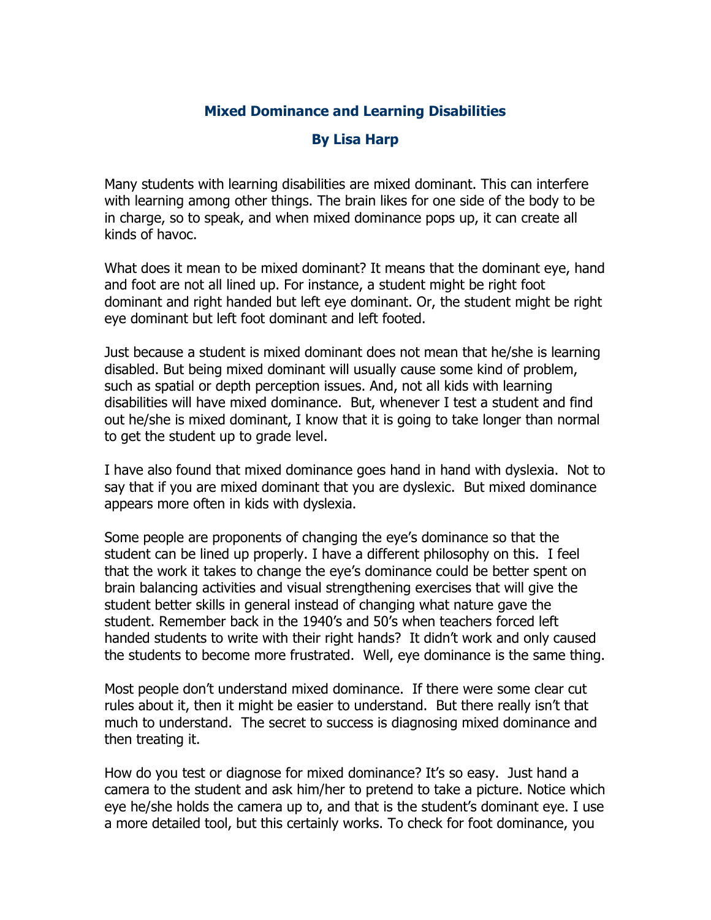# Mixed Dominance and Learning Disabilities

## By Lisa Harp

Many students with learning disabilities are mixed dominant. This can interfere with learning among other things. The brain likes for one side of the body to be in charge, so to speak, and when mixed dominance pops up, it can create all kinds of havoc.

What does it mean to be mixed dominant? It means that the dominant eye, hand and foot are not all lined up. For instance, a student might be right foot dominant and right handed but left eye dominant. Or, the student might be right eye dominant but left foot dominant and left footed.

Just because a student is mixed dominant does not mean that he/she is learning disabled. But being mixed dominant will usually cause some kind of problem, such as spatial or depth perception issues. And, not all kids with learning disabilities will have mixed dominance. But, whenever I test a student and find out he/she is mixed dominant, I know that it is going to take longer than normal to get the student up to grade level.

I have also found that mixed dominance goes hand in hand with dyslexia. Not to say that if you are mixed dominant that you are dyslexic. But mixed dominance appears more often in kids with dyslexia.

Some people are proponents of changing the eye's dominance so that the student can be lined up properly. I have a different philosophy on this. I feel that the work it takes to change the eye's dominance could be better spent on brain balancing activities and visual strengthening exercises that will give the student better skills in general instead of changing what nature gave the student. Remember back in the 1940's and 50's when teachers forced left handed students to write with their right hands? It didn't work and only caused the students to become more frustrated. Well, eye dominance is the same thing.

Most people don't understand mixed dominance. If there were some clear cut rules about it, then it might be easier to understand. But there really isn't that much to understand. The secret to success is diagnosing mixed dominance and then treating it.

How do you test or diagnose for mixed dominance? It's so easy. Just hand a camera to the student and ask him/her to pretend to take a picture. Notice which eye he/she holds the camera up to, and that is the student's dominant eye. I use a more detailed tool, but this certainly works. To check for foot dominance, you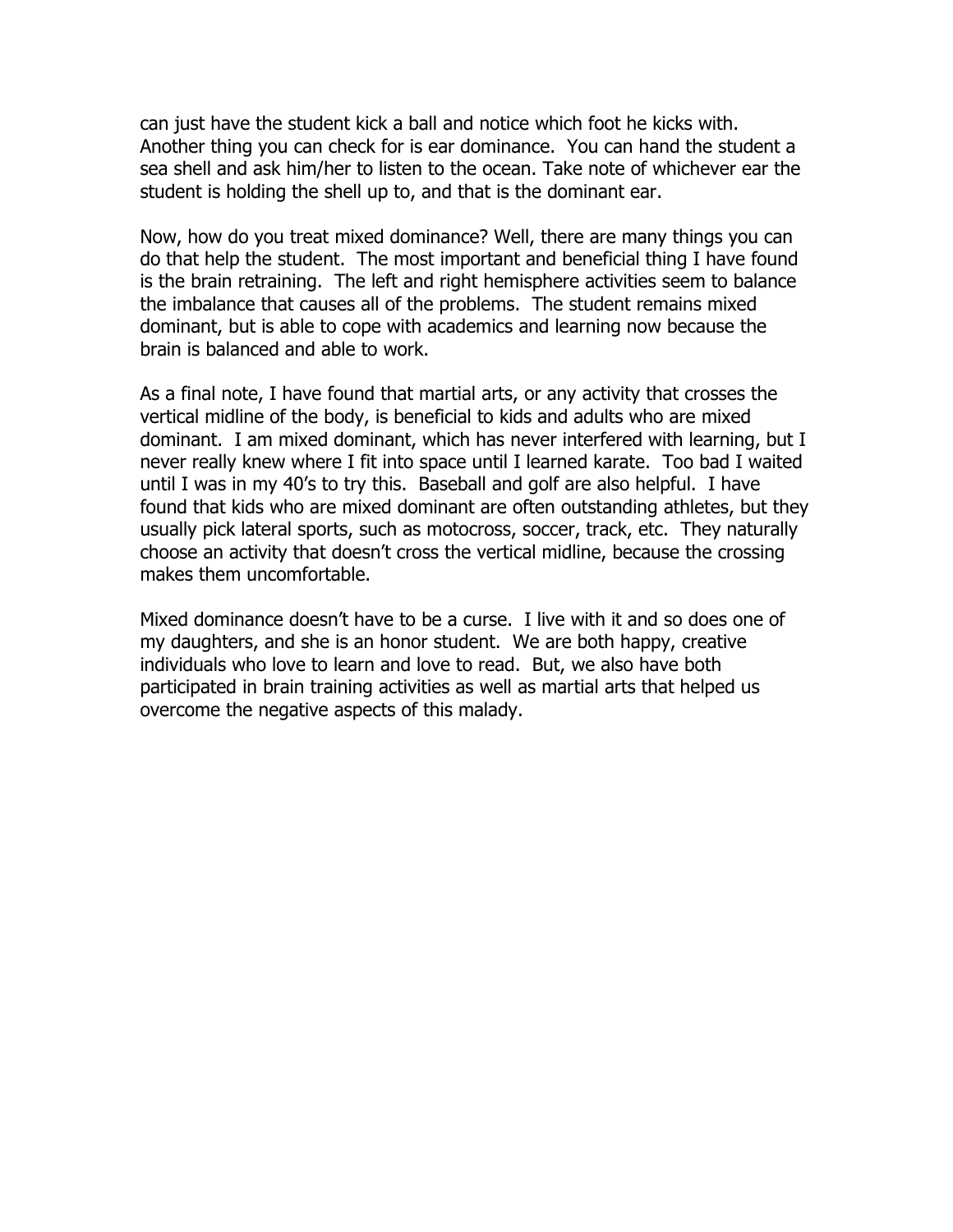can just have the student kick a ball and notice which foot he kicks with. Another thing you can check for is ear dominance. You can hand the student a sea shell and ask him/her to listen to the ocean. Take note of whichever ear the student is holding the shell up to, and that is the dominant ear.

Now, how do you treat mixed dominance? Well, there are many things you can do that help the student. The most important and beneficial thing I have found is the brain retraining. The left and right hemisphere activities seem to balance the imbalance that causes all of the problems. The student remains mixed dominant, but is able to cope with academics and learning now because the brain is balanced and able to work.

As a final note, I have found that martial arts, or any activity that crosses the vertical midline of the body, is beneficial to kids and adults who are mixed dominant. I am mixed dominant, which has never interfered with learning, but I never really knew where I fit into space until I learned karate. Too bad I waited until I was in my 40's to try this. Baseball and golf are also helpful. I have found that kids who are mixed dominant are often outstanding athletes, but they usually pick lateral sports, such as motocross, soccer, track, etc. They naturally choose an activity that doesn't cross the vertical midline, because the crossing makes them uncomfortable.

Mixed dominance doesn't have to be a curse. I live with it and so does one of my daughters, and she is an honor student. We are both happy, creative individuals who love to learn and love to read. But, we also have both participated in brain training activities as well as martial arts that helped us overcome the negative aspects of this malady.